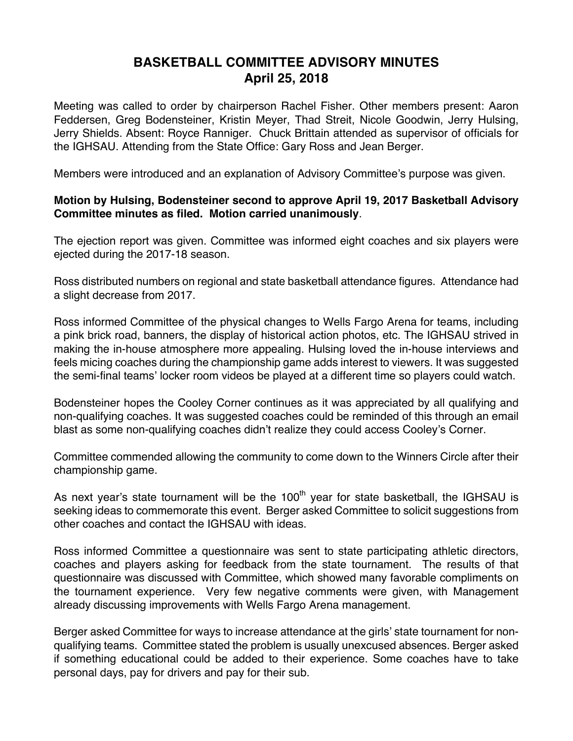# BASKETBALL COMMITTEE ADVISORY MINUTES
## April 25, 2018

Meeting was called to order by chairperson Rachel Fisher. Other members present: Aaron Feddersen, Greg Bodensteiner, Kristin Meyer, Thad Streit, Nicole Goodwin, Jerry Hulsing, Jerry Shields. Absent: Royce Ranniger. Chuck Brittain attended as supervisor of officials for the IGHSAU. Attending from the State Office: Gary Ross and Jean Berger.

Members were introduced and an explanation of Advisory Committee's purpose was given.

**Motion by Hulsing, Bodensteiner second to approve April 19, 2017 Basketball Advisory Committee minutes as filed. Motion carried unanimously**.

The ejection report was given. Committee was informed eight coaches and six players were ejected during the 2017-18 season.

Ross distributed numbers on regional and state basketball attendance figures. Attendance had a slight decrease from 2017.

Ross informed Committee of the physical changes to Wells Fargo Arena for teams, including a pink brick road, banners, the display of historical action photos, etc. The IGHSAU strived in making the in-house atmosphere more appealing. Hulsing loved the in-house interviews and feels micing coaches during the championship game adds interest to viewers. It was suggested the semi-final teams' locker room videos be played at a different time so players could watch.

Bodensteiner hopes the Cooley Corner continues as it was appreciated by all qualifying and non-qualifying coaches. It was suggested coaches could be reminded of this through an email blast as some non-qualifying coaches didn't realize they could access Cooley's Corner.

Committee commended allowing the community to come down to the Winners Circle after their championship game.

As next year's state tournament will be the 100th year for state basketball, the IGHSAU is seeking ideas to commemorate this event. Berger asked Committee to solicit suggestions from other coaches and contact the IGHSAU with ideas.

Ross informed Committee a questionnaire was sent to state participating athletic directors, coaches and players asking for feedback from the state tournament. The results of that questionnaire was discussed with Committee, which showed many favorable compliments on the tournament experience. Very few negative comments were given, with Management already discussing improvements with Wells Fargo Arena management.

Berger asked Committee for ways to increase attendance at the girls' state tournament for non-qualifying teams. Committee stated the problem is usually unexcused absences. Berger asked if something educational could be added to their experience. Some coaches have to take personal days, pay for drivers and pay for their sub.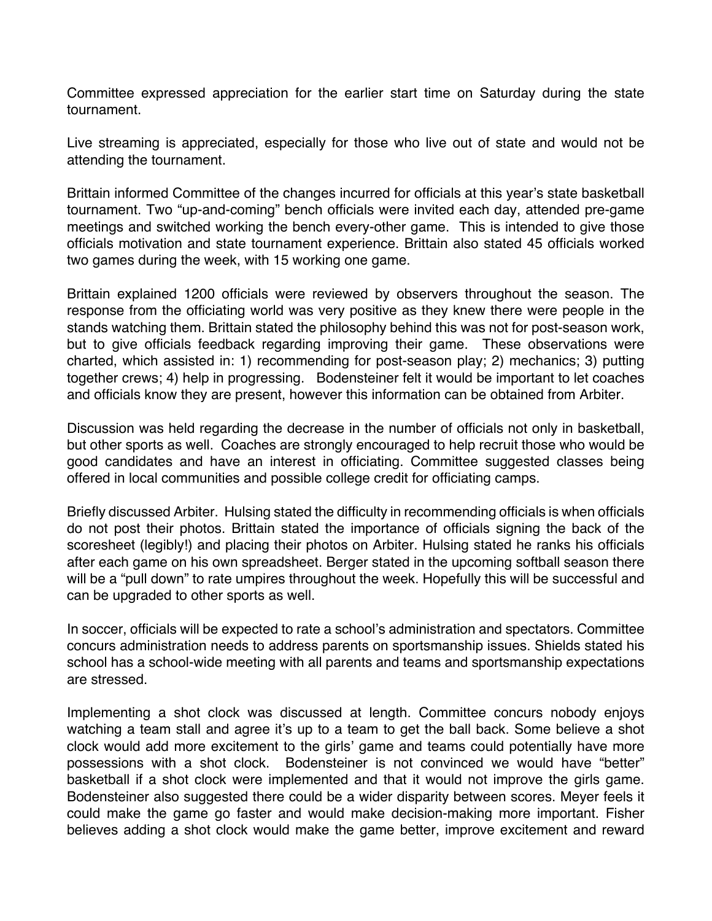Committee expressed appreciation for the earlier start time on Saturday during the state tournament.

Live streaming is appreciated, especially for those who live out of state and would not be attending the tournament.

Brittain informed Committee of the changes incurred for officials at this year's state basketball tournament. Two "up-and-coming" bench officials were invited each day, attended pre-game meetings and switched working the bench every-other game. This is intended to give those officials motivation and state tournament experience. Brittain also stated 45 officials worked two games during the week, with 15 working one game.

Brittain explained 1200 officials were reviewed by observers throughout the season. The response from the officiating world was very positive as they knew there were people in the stands watching them. Brittain stated the philosophy behind this was not for post-season work, but to give officials feedback regarding improving their game. These observations were charted, which assisted in: 1) recommending for post-season play; 2) mechanics; 3) putting together crews; 4) help in progressing. Bodensteiner felt it would be important to let coaches and officials know they are present, however this information can be obtained from Arbiter.

Discussion was held regarding the decrease in the number of officials not only in basketball, but other sports as well. Coaches are strongly encouraged to help recruit those who would be good candidates and have an interest in officiating. Committee suggested classes being offered in local communities and possible college credit for officiating camps.

Briefly discussed Arbiter. Hulsing stated the difficulty in recommending officials is when officials do not post their photos. Brittain stated the importance of officials signing the back of the scoresheet (legibly!) and placing their photos on Arbiter. Hulsing stated he ranks his officials after each game on his own spreadsheet. Berger stated in the upcoming softball season there will be a "pull down" to rate umpires throughout the week. Hopefully this will be successful and can be upgraded to other sports as well.

In soccer, officials will be expected to rate a school's administration and spectators. Committee concurs administration needs to address parents on sportsmanship issues. Shields stated his school has a school-wide meeting with all parents and teams and sportsmanship expectations are stressed.

Implementing a shot clock was discussed at length. Committee concurs nobody enjoys watching a team stall and agree it's up to a team to get the ball back. Some believe a shot clock would add more excitement to the girls' game and teams could potentially have more possessions with a shot clock. Bodensteiner is not convinced we would have "better" basketball if a shot clock were implemented and that it would not improve the girls game. Bodensteiner also suggested there could be a wider disparity between scores. Meyer feels it could make the game go faster and would make decision-making more important. Fisher believes adding a shot clock would make the game better, improve excitement and reward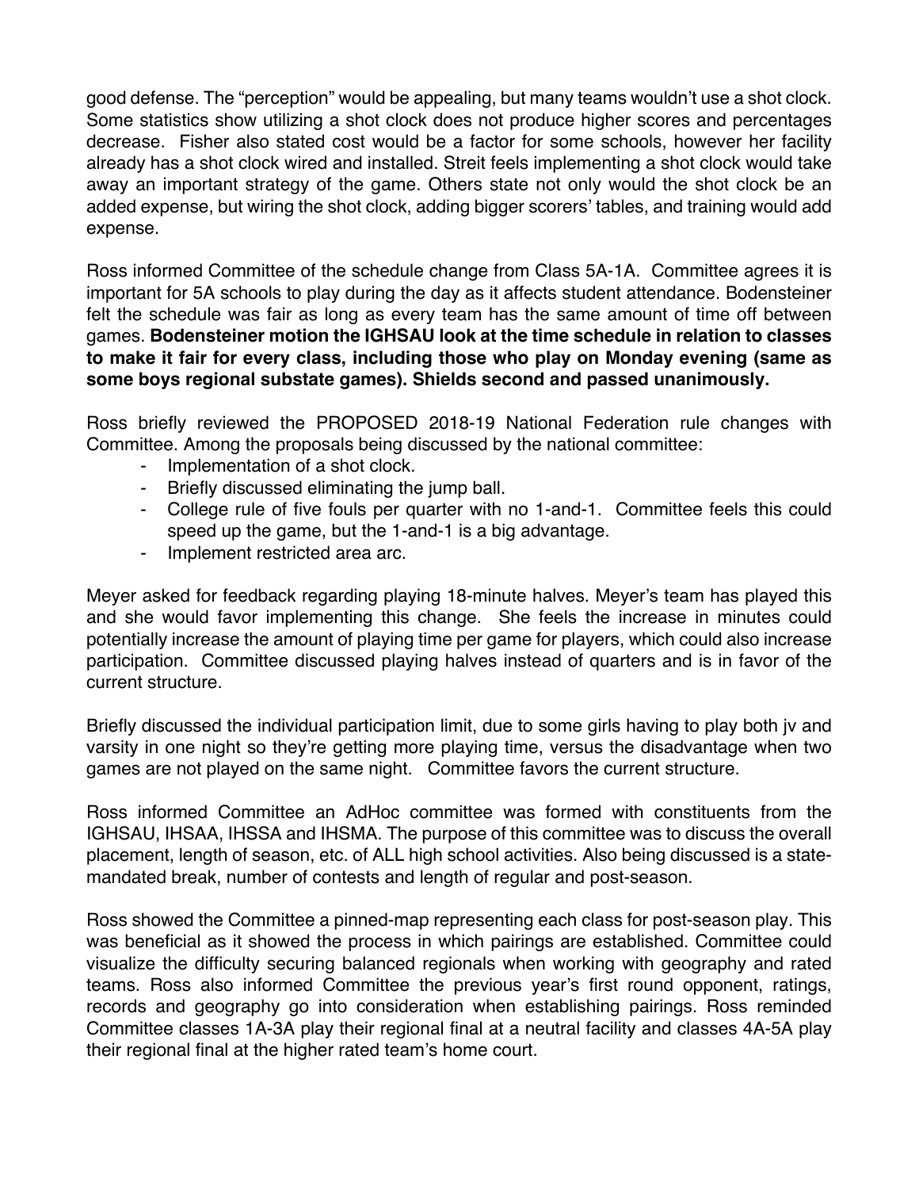good defense. The “perception” would be appealing, but many teams wouldn’t use a shot clock. Some statistics show utilizing a shot clock does not produce higher scores and percentages decrease. Fisher also stated cost would be a factor for some schools, however her facility already has a shot clock wired and installed. Streit feels implementing a shot clock would take away an important strategy of the game. Others state not only would the shot clock be an added expense, but wiring the shot clock, adding bigger scorers’ tables, and training would add expense.

Ross informed Committee of the schedule change from Class 5A-1A. Committee agrees it is important for 5A schools to play during the day as it affects student attendance. Bodensteiner felt the schedule was fair as long as every team has the same amount of time off between games. **Bodensteiner motion the IGHSAU look at the time schedule in relation to classes to make it fair for every class, including those who play on Monday evening (same as some boys regional substate games). Shields second and passed unanimously.**

Ross briefly reviewed the PROPOSED 2018-19 National Federation rule changes with Committee. Among the proposals being discussed by the national committee:

- Implementation of a shot clock.
- Briefly discussed eliminating the jump ball.
- College rule of five fouls per quarter with no 1-and-1. Committee feels this could speed up the game, but the 1-and-1 is a big advantage.
- Implement restricted area arc.

Meyer asked for feedback regarding playing 18-minute halves. Meyer’s team has played this and she would favor implementing this change. She feels the increase in minutes could potentially increase the amount of playing time per game for players, which could also increase participation. Committee discussed playing halves instead of quarters and is in favor of the current structure.

Briefly discussed the individual participation limit, due to some girls having to play both jv and varsity in one night so they’re getting more playing time, versus the disadvantage when two games are not played on the same night. Committee favors the current structure.

Ross informed Committee an AdHoc committee was formed with constituents from the IGHSAU, IHSAA, IHSSA and IHSMA. The purpose of this committee was to discuss the overall placement, length of season, etc. of ALL high school activities. Also being discussed is a state-mandated break, number of contests and length of regular and post-season.

Ross showed the Committee a pinned-map representing each class for post-season play. This was beneficial as it showed the process in which pairings are established. Committee could visualize the difficulty securing balanced regionals when working with geography and rated teams. Ross also informed Committee the previous year’s first round opponent, ratings, records and geography go into consideration when establishing pairings. Ross reminded Committee classes 1A-3A play their regional final at a neutral facility and classes 4A-5A play their regional final at the higher rated team’s home court.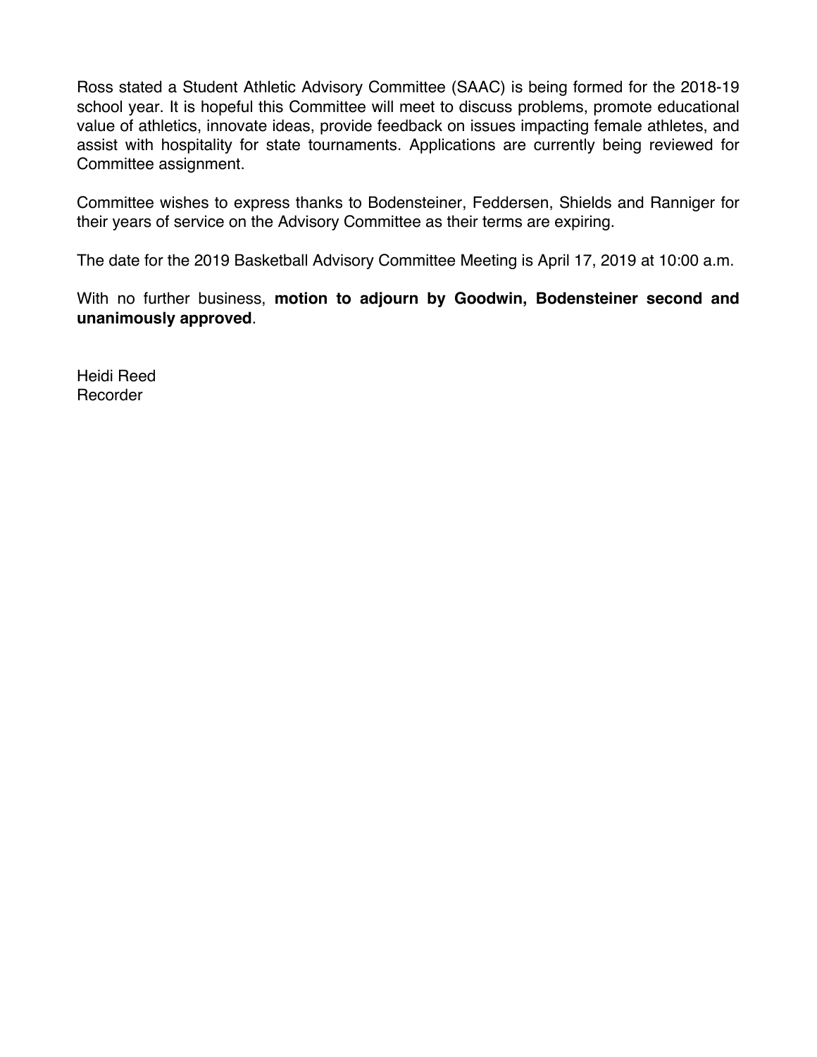Ross stated a Student Athletic Advisory Committee (SAAC) is being formed for the 2018-19 school year. It is hopeful this Committee will meet to discuss problems, promote educational value of athletics, innovate ideas, provide feedback on issues impacting female athletes, and assist with hospitality for state tournaments. Applications are currently being reviewed for Committee assignment.

Committee wishes to express thanks to Bodensteiner, Feddersen, Shields and Ranniger for their years of service on the Advisory Committee as their terms are expiring.

The date for the 2019 Basketball Advisory Committee Meeting is April 17, 2019 at 10:00 a.m.

With no further business, **motion to adjourn by Goodwin, Bodensteiner second and unanimously approved**.

Heidi Reed
Recorder